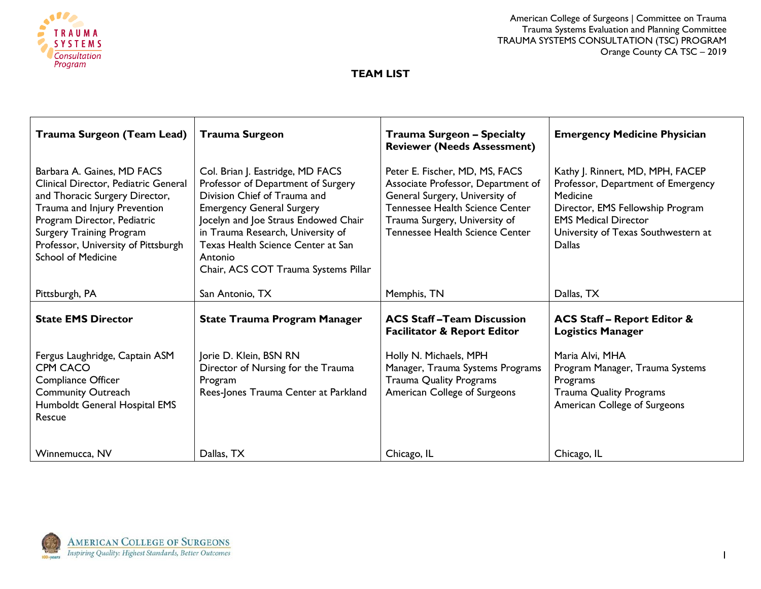American College of Surgeons | Committee on Trauma
Trauma Systems Evaluation and Planning Committee
TRAUMA SYSTEMS CONSULTATION (TSC) PROGRAM
Orange County CA TSC – 2019

# TEAM LIST

| **Trauma Surgeon (Team Lead)** | **Trauma Surgeon** | **Trauma Surgeon – Specialty Reviewer (Needs Assessment)** | **Emergency Medicine Physician** |
|---|---|---|---|
| Barbara A. Gaines, MD FACS<br>Clinical Director, Pediatric General and Thoracic Surgery Director, Trauma and Injury Prevention Program Director, Pediatric Surgery Training Program Professor, University of Pittsburgh School of Medicine<br><br>Pittsburgh, PA | Col. Brian J. Eastridge, MD FACS<br>Professor of Department of Surgery<br>Division Chief of Trauma and Emergency General Surgery<br>Jocelyn and Joe Straus Endowed Chair in Trauma Research, University of Texas Health Science Center at San Antonio<br>Chair, ACS COT Trauma Systems Pillar<br><br>San Antonio, TX | Peter E. Fischer, MD, MS, FACS<br>Associate Professor, Department of General Surgery, University of Tennessee Health Science Center<br>Trauma Surgery, University of Tennessee Health Science Center<br><br>Memphis, TN | Kathy J. Rinnert, MD, MPH, FACEP<br>Professor, Department of Emergency Medicine<br>Director, EMS Fellowship Program<br>EMS Medical Director<br>University of Texas Southwestern at Dallas<br><br>Dallas, TX |
| **State EMS Director** | **State Trauma Program Manager** | **ACS Staff –Team Discussion Facilitator & Report Editor** | **ACS Staff – Report Editor & Logistics Manager** |
| Fergus Laughridge, Captain ASM CPM CACO<br>Compliance Officer<br>Community Outreach<br>Humboldt General Hospital EMS Rescue<br><br>Winnemucca, NV | Jorie D. Klein, BSN RN<br>Director of Nursing for the Trauma Program<br>Rees-Jones Trauma Center at Parkland<br><br>Dallas, TX | Holly N. Michaels, MPH<br>Manager, Trauma Systems Programs<br>Trauma Quality Programs<br>American College of Surgeons<br><br>Chicago, IL | Maria Alvi, MHA<br>Program Manager, Trauma Systems Programs<br>Trauma Quality Programs<br>American College of Surgeons<br><br>Chicago, IL |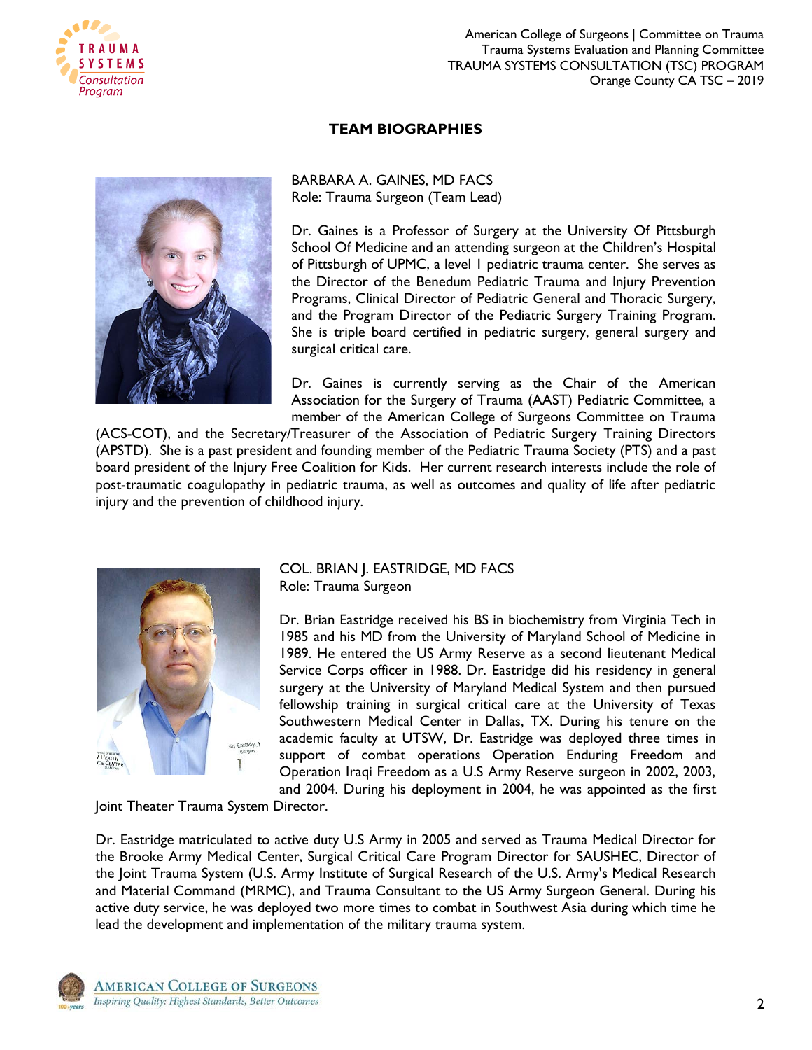## TEAM BIOGRAPHIES

BARBARA A. GAINES, MD FACS
Role: Trauma Surgeon (Team Lead)

Dr. Gaines is a Professor of Surgery at the University Of Pittsburgh School Of Medicine and an attending surgeon at the Children's Hospital of Pittsburgh of UPMC, a level I pediatric trauma center. She serves as the Director of the Benedum Pediatric Trauma and Injury Prevention Programs, Clinical Director of Pediatric General and Thoracic Surgery, and the Program Director of the Pediatric Surgery Training Program. She is triple board certified in pediatric surgery, general surgery and surgical critical care.

Dr. Gaines is currently serving as the Chair of the American Association for the Surgery of Trauma (AAST) Pediatric Committee, a member of the American College of Surgeons Committee on Trauma (ACS-COT), and the Secretary/Treasurer of the Association of Pediatric Surgery Training Directors (APSTD). She is a past president and founding member of the Pediatric Trauma Society (PTS) and a past board president of the Injury Free Coalition for Kids. Her current research interests include the role of post-traumatic coagulopathy in pediatric trauma, as well as outcomes and quality of life after pediatric injury and the prevention of childhood injury.

COL. BRIAN J. EASTRIDGE, MD FACS
Role: Trauma Surgeon

Dr. Brian Eastridge received his BS in biochemistry from Virginia Tech in 1985 and his MD from the University of Maryland School of Medicine in 1989. He entered the US Army Reserve as a second lieutenant Medical Service Corps officer in 1988. Dr. Eastridge did his residency in general surgery at the University of Maryland Medical System and then pursued fellowship training in surgical critical care at the University of Texas Southwestern Medical Center in Dallas, TX. During his tenure on the academic faculty at UTSW, Dr. Eastridge was deployed three times in support of combat operations Operation Enduring Freedom and Operation Iraqi Freedom as a U.S Army Reserve surgeon in 2002, 2003, and 2004. During his deployment in 2004, he was appointed as the first Joint Theater Trauma System Director.

Dr. Eastridge matriculated to active duty U.S Army in 2005 and served as Trauma Medical Director for the Brooke Army Medical Center, Surgical Critical Care Program Director for SAUSHEC, Director of the Joint Trauma System (U.S. Army Institute of Surgical Research of the U.S. Army's Medical Research and Material Command (MRMC), and Trauma Consultant to the US Army Surgeon General. During his active duty service, he was deployed two more times to combat in Southwest Asia during which time he lead the development and implementation of the military trauma system.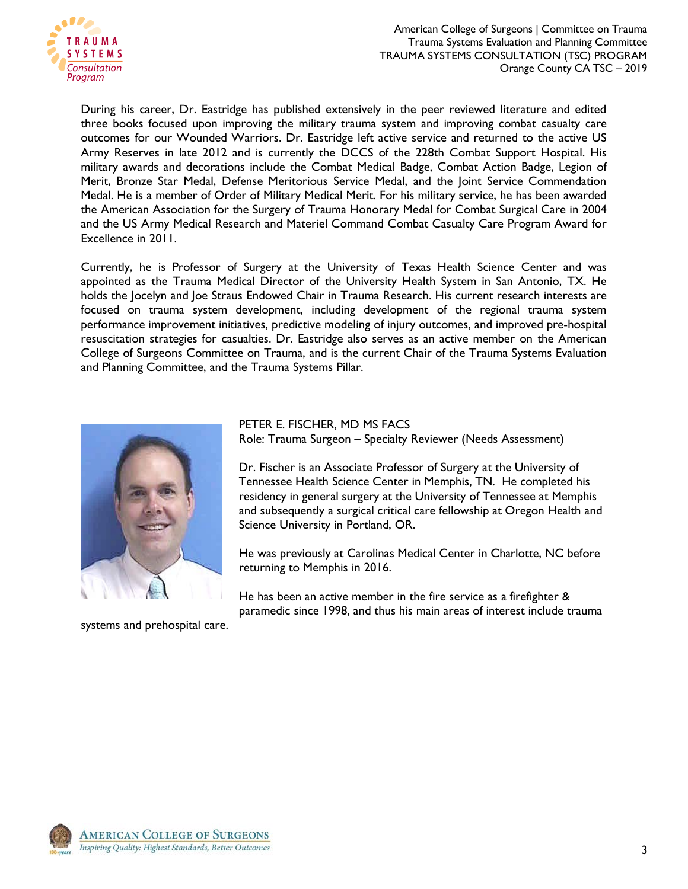During his career, Dr. Eastridge has published extensively in the peer reviewed literature and edited three books focused upon improving the military trauma system and improving combat casualty care outcomes for our Wounded Warriors. Dr. Eastridge left active service and returned to the active US Army Reserves in late 2012 and is currently the DCCS of the 228th Combat Support Hospital. His military awards and decorations include the Combat Medical Badge, Combat Action Badge, Legion of Merit, Bronze Star Medal, Defense Meritorious Service Medal, and the Joint Service Commendation Medal. He is a member of Order of Military Medical Merit. For his military service, he has been awarded the American Association for the Surgery of Trauma Honorary Medal for Combat Surgical Care in 2004 and the US Army Medical Research and Materiel Command Combat Casualty Care Program Award for Excellence in 2011.

Currently, he is Professor of Surgery at the University of Texas Health Science Center and was appointed as the Trauma Medical Director of the University Health System in San Antonio, TX. He holds the Jocelyn and Joe Straus Endowed Chair in Trauma Research. His current research interests are focused on trauma system development, including development of the regional trauma system performance improvement initiatives, predictive modeling of injury outcomes, and improved pre-hospital resuscitation strategies for casualties. Dr. Eastridge also serves as an active member on the American College of Surgeons Committee on Trauma, and is the current Chair of the Trauma Systems Evaluation and Planning Committee, and the Trauma Systems Pillar.

PETER E. FISCHER, MD MS FACS

Role: Trauma Surgeon – Specialty Reviewer (Needs Assessment)

Dr. Fischer is an Associate Professor of Surgery at the University of Tennessee Health Science Center in Memphis, TN. He completed his residency in general surgery at the University of Tennessee at Memphis and subsequently a surgical critical care fellowship at Oregon Health and Science University in Portland, OR.

He was previously at Carolinas Medical Center in Charlotte, NC before returning to Memphis in 2016.

He has been an active member in the fire service as a firefighter & paramedic since 1998, and thus his main areas of interest include trauma systems and prehospital care.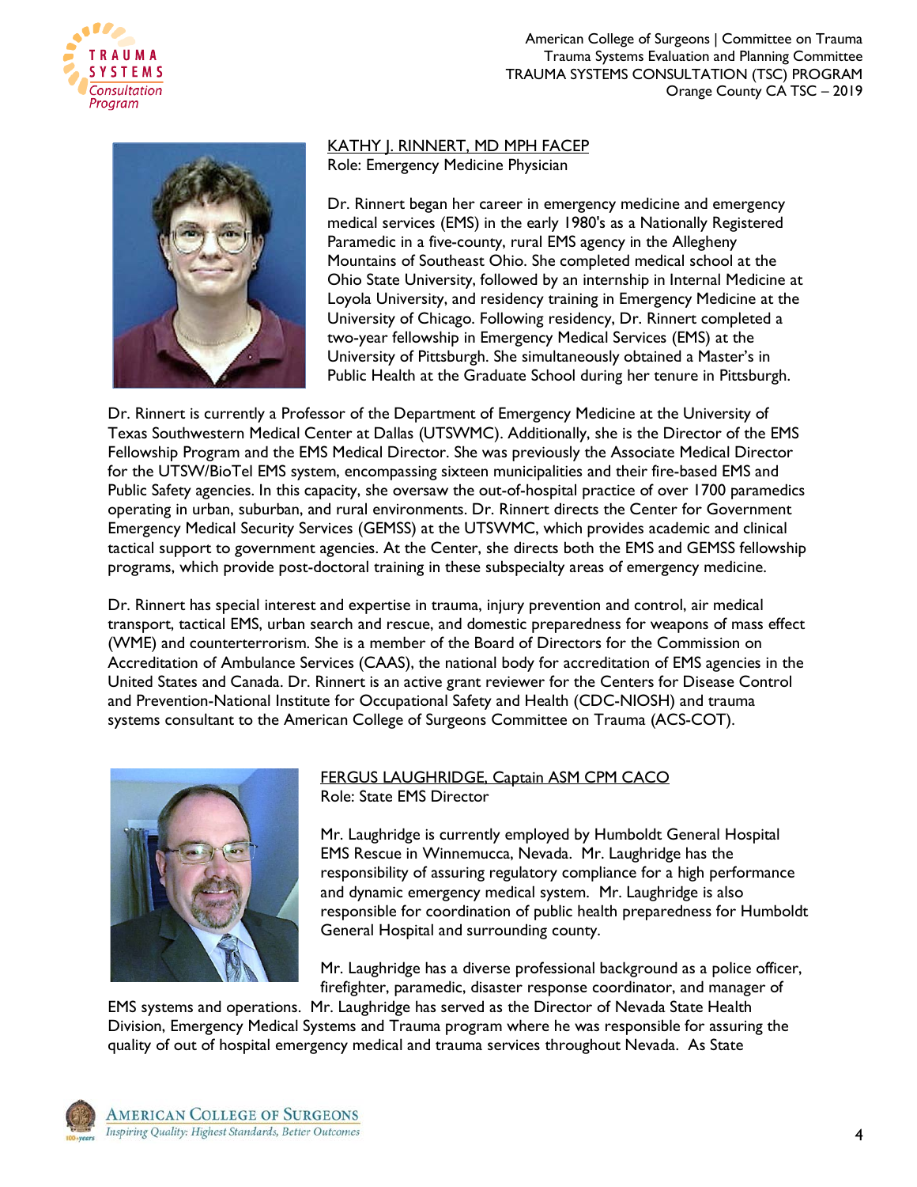KATHY J. RINNERT, MD MPH FACEP
Role: Emergency Medicine Physician

Dr. Rinnert began her career in emergency medicine and emergency medical services (EMS) in the early 1980's as a Nationally Registered Paramedic in a five-county, rural EMS agency in the Allegheny Mountains of Southeast Ohio. She completed medical school at the Ohio State University, followed by an internship in Internal Medicine at Loyola University, and residency training in Emergency Medicine at the University of Chicago. Following residency, Dr. Rinnert completed a two-year fellowship in Emergency Medical Services (EMS) at the University of Pittsburgh. She simultaneously obtained a Master's in Public Health at the Graduate School during her tenure in Pittsburgh.

Dr. Rinnert is currently a Professor of the Department of Emergency Medicine at the University of Texas Southwestern Medical Center at Dallas (UTSWMC). Additionally, she is the Director of the EMS Fellowship Program and the EMS Medical Director. She was previously the Associate Medical Director for the UTSW/BioTel EMS system, encompassing sixteen municipalities and their fire-based EMS and Public Safety agencies. In this capacity, she oversaw the out-of-hospital practice of over 1700 paramedics operating in urban, suburban, and rural environments. Dr. Rinnert directs the Center for Government Emergency Medical Security Services (GEMSS) at the UTSWMC, which provides academic and clinical tactical support to government agencies. At the Center, she directs both the EMS and GEMSS fellowship programs, which provide post-doctoral training in these subspecialty areas of emergency medicine.

Dr. Rinnert has special interest and expertise in trauma, injury prevention and control, air medical transport, tactical EMS, urban search and rescue, and domestic preparedness for weapons of mass effect (WME) and counterterrorism. She is a member of the Board of Directors for the Commission on Accreditation of Ambulance Services (CAAS), the national body for accreditation of EMS agencies in the United States and Canada. Dr. Rinnert is an active grant reviewer for the Centers for Disease Control and Prevention-National Institute for Occupational Safety and Health (CDC-NIOSH) and trauma systems consultant to the American College of Surgeons Committee on Trauma (ACS-COT).

FERGUS LAUGHRIDGE, Captain ASM CPM CACO
Role: State EMS Director

Mr. Laughridge is currently employed by Humboldt General Hospital EMS Rescue in Winnemucca, Nevada. Mr. Laughridge has the responsibility of assuring regulatory compliance for a high performance and dynamic emergency medical system. Mr. Laughridge is also responsible for coordination of public health preparedness for Humboldt General Hospital and surrounding county.

Mr. Laughridge has a diverse professional background as a police officer, firefighter, paramedic, disaster response coordinator, and manager of EMS systems and operations. Mr. Laughridge has served as the Director of Nevada State Health Division, Emergency Medical Systems and Trauma program where he was responsible for assuring the quality of out of hospital emergency medical and trauma services throughout Nevada. As State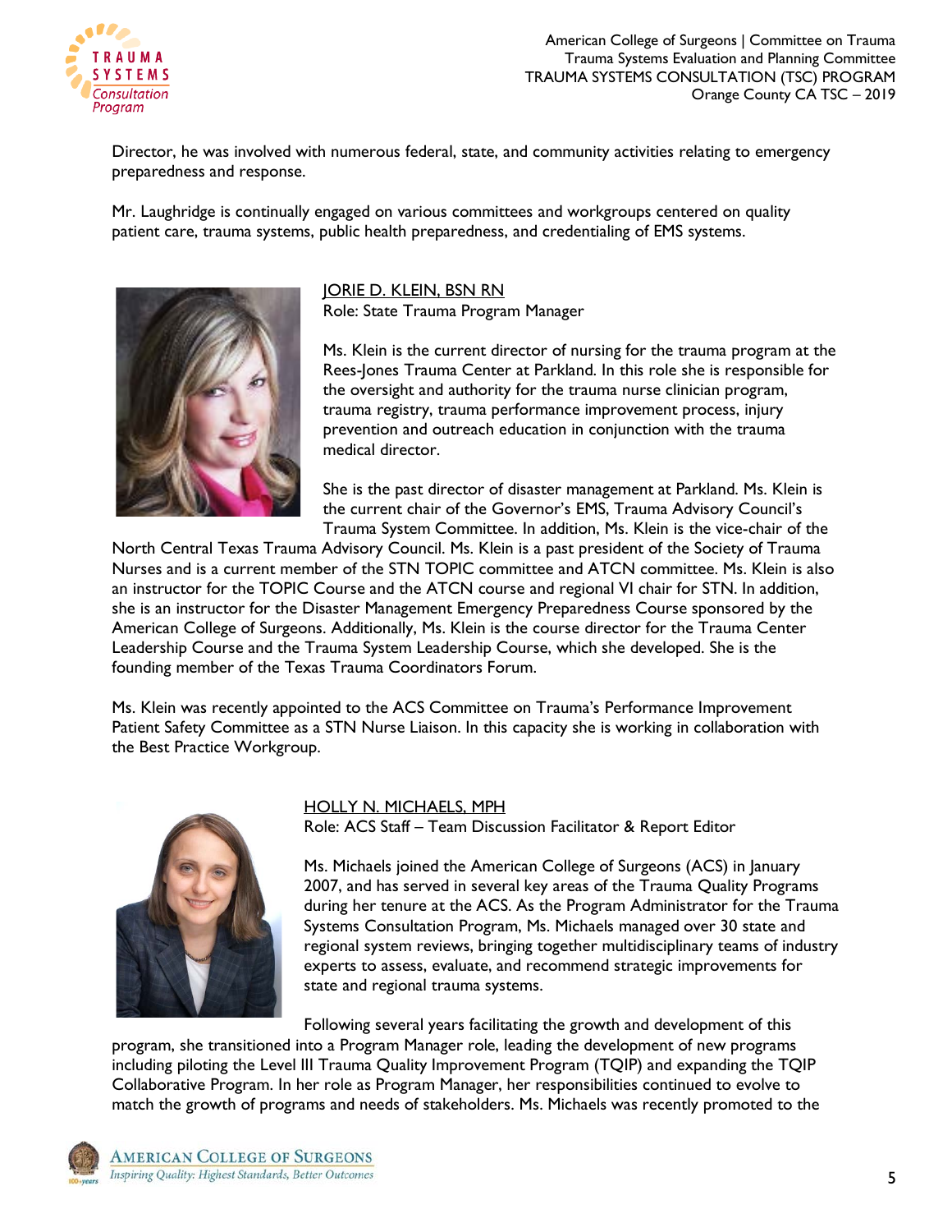Director, he was involved with numerous federal, state, and community activities relating to emergency preparedness and response.

Mr. Laughridge is continually engaged on various committees and workgroups centered on quality patient care, trauma systems, public health preparedness, and credentialing of EMS systems.

JORIE D. KLEIN, BSN RN
Role: State Trauma Program Manager

Ms. Klein is the current director of nursing for the trauma program at the Rees-Jones Trauma Center at Parkland. In this role she is responsible for the oversight and authority for the trauma nurse clinician program, trauma registry, trauma performance improvement process, injury prevention and outreach education in conjunction with the trauma medical director.

She is the past director of disaster management at Parkland. Ms. Klein is the current chair of the Governor's EMS, Trauma Advisory Council's Trauma System Committee. In addition, Ms. Klein is the vice-chair of the North Central Texas Trauma Advisory Council. Ms. Klein is a past president of the Society of Trauma Nurses and is a current member of the STN TOPIC committee and ATCN committee. Ms. Klein is also an instructor for the TOPIC Course and the ATCN course and regional VI chair for STN. In addition, she is an instructor for the Disaster Management Emergency Preparedness Course sponsored by the American College of Surgeons. Additionally, Ms. Klein is the course director for the Trauma Center Leadership Course and the Trauma System Leadership Course, which she developed. She is the founding member of the Texas Trauma Coordinators Forum.

Ms. Klein was recently appointed to the ACS Committee on Trauma's Performance Improvement Patient Safety Committee as a STN Nurse Liaison. In this capacity she is working in collaboration with the Best Practice Workgroup.

HOLLY N. MICHAELS, MPH
Role: ACS Staff – Team Discussion Facilitator & Report Editor

Ms. Michaels joined the American College of Surgeons (ACS) in January 2007, and has served in several key areas of the Trauma Quality Programs during her tenure at the ACS. As the Program Administrator for the Trauma Systems Consultation Program, Ms. Michaels managed over 30 state and regional system reviews, bringing together multidisciplinary teams of industry experts to assess, evaluate, and recommend strategic improvements for state and regional trauma systems.

Following several years facilitating the growth and development of this program, she transitioned into a Program Manager role, leading the development of new programs including piloting the Level III Trauma Quality Improvement Program (TQIP) and expanding the TQIP Collaborative Program. In her role as Program Manager, her responsibilities continued to evolve to match the growth of programs and needs of stakeholders. Ms. Michaels was recently promoted to the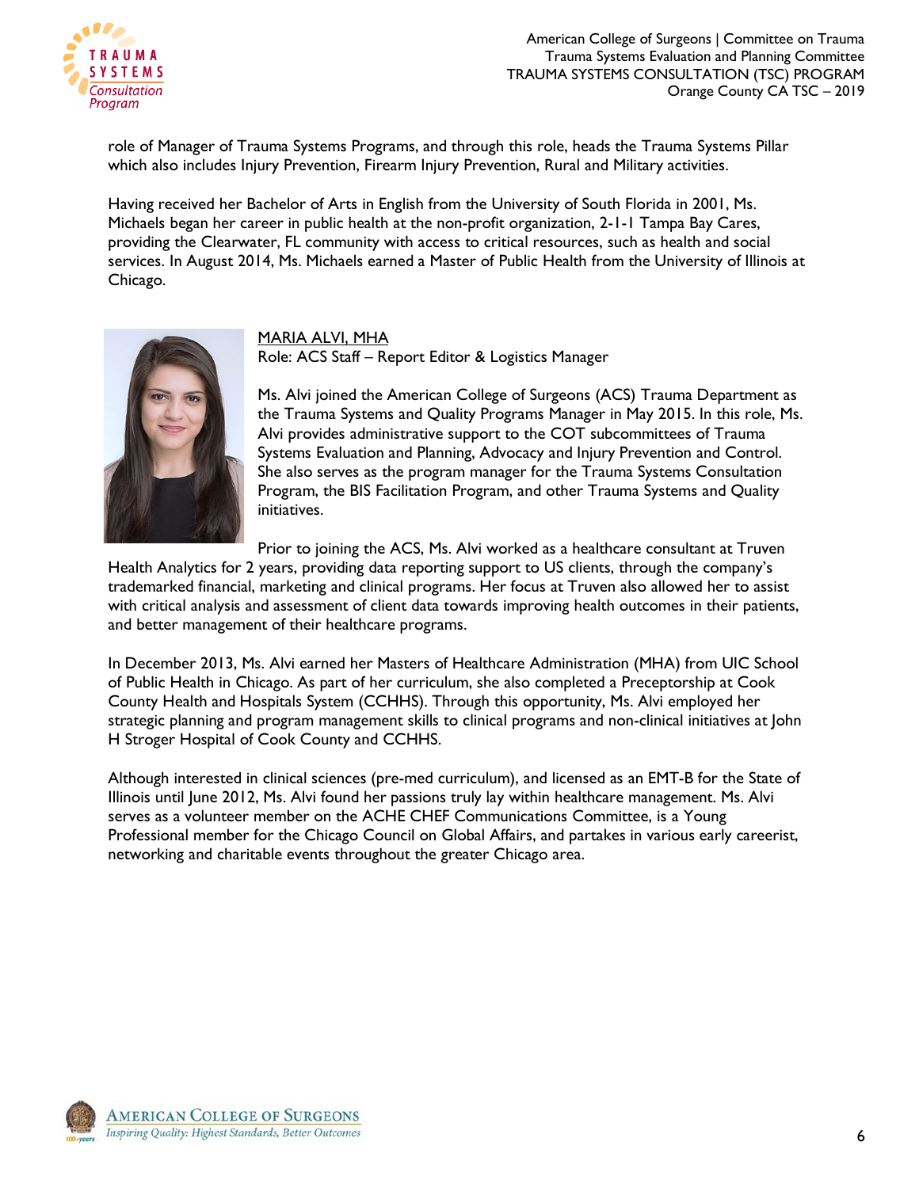role of Manager of Trauma Systems Programs, and through this role, heads the Trauma Systems Pillar which also includes Injury Prevention, Firearm Injury Prevention, Rural and Military activities.

Having received her Bachelor of Arts in English from the University of South Florida in 2001, Ms. Michaels began her career in public health at the non-profit organization, 2-1-1 Tampa Bay Cares, providing the Clearwater, FL community with access to critical resources, such as health and social services. In August 2014, Ms. Michaels earned a Master of Public Health from the University of Illinois at Chicago.

MARIA ALVI, MHA
Role: ACS Staff – Report Editor & Logistics Manager

Ms. Alvi joined the American College of Surgeons (ACS) Trauma Department as the Trauma Systems and Quality Programs Manager in May 2015. In this role, Ms. Alvi provides administrative support to the COT subcommittees of Trauma Systems Evaluation and Planning, Advocacy and Injury Prevention and Control. She also serves as the program manager for the Trauma Systems Consultation Program, the BIS Facilitation Program, and other Trauma Systems and Quality initiatives.

Prior to joining the ACS, Ms. Alvi worked as a healthcare consultant at Truven Health Analytics for 2 years, providing data reporting support to US clients, through the company's trademarked financial, marketing and clinical programs. Her focus at Truven also allowed her to assist with critical analysis and assessment of client data towards improving health outcomes in their patients, and better management of their healthcare programs.

In December 2013, Ms. Alvi earned her Masters of Healthcare Administration (MHA) from UIC School of Public Health in Chicago. As part of her curriculum, she also completed a Preceptorship at Cook County Health and Hospitals System (CCHHS). Through this opportunity, Ms. Alvi employed her strategic planning and program management skills to clinical programs and non-clinical initiatives at John H Stroger Hospital of Cook County and CCHHS.

Although interested in clinical sciences (pre-med curriculum), and licensed as an EMT-B for the State of Illinois until June 2012, Ms. Alvi found her passions truly lay within healthcare management. Ms. Alvi serves as a volunteer member on the ACHE CHEF Communications Committee, is a Young Professional member for the Chicago Council on Global Affairs, and partakes in various early careerist, networking and charitable events throughout the greater Chicago area.